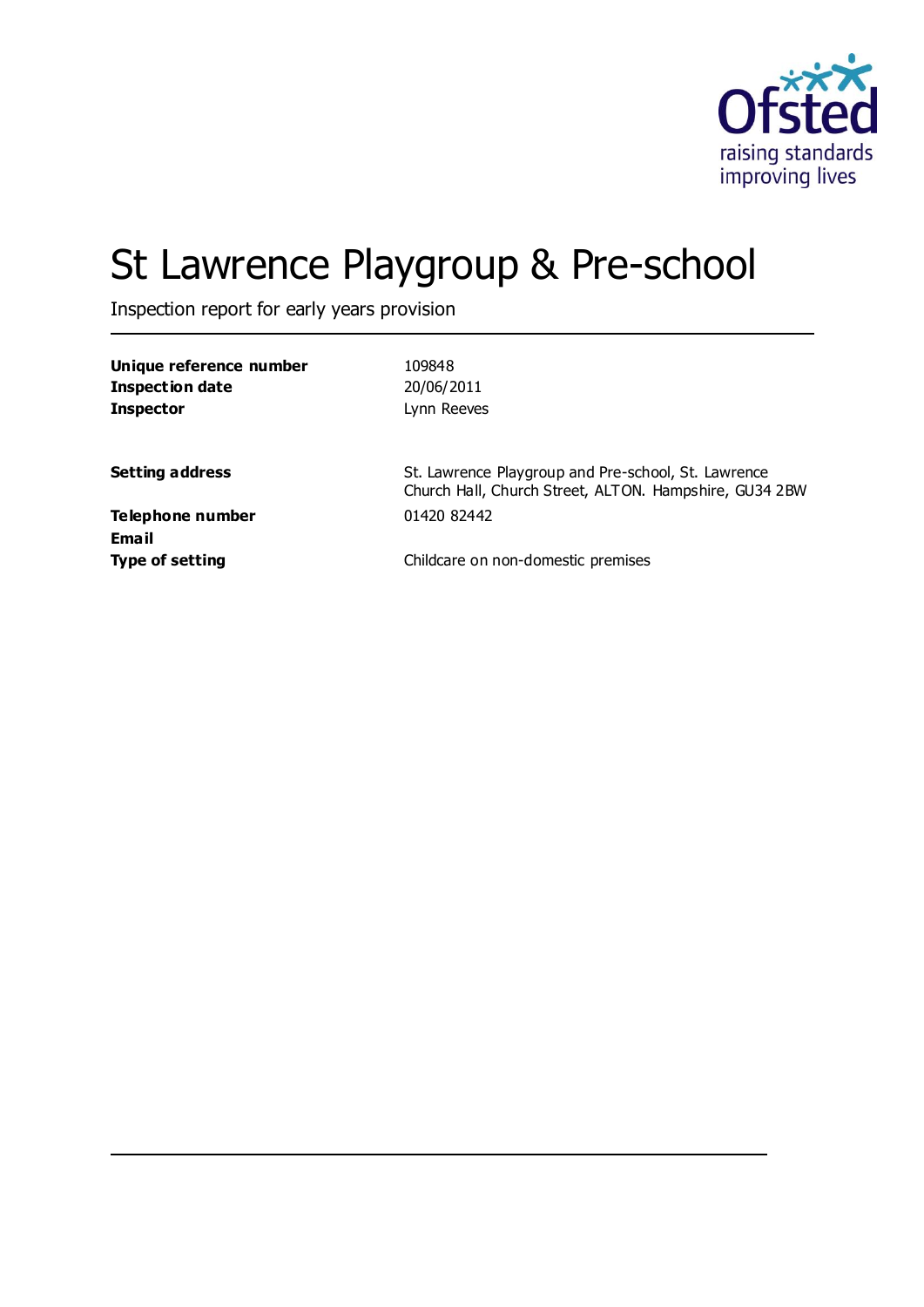# St Lawrence Playgroup & Pre-school

Inspection report for early years provision

| | |
|---|---|
| **Unique reference number** | 109848 |
| **Inspection date** | 20/06/2011 |
| **Inspector** | Lynn Reeves |
| | |
| **Setting address** | St. Lawrence Playgroup and Pre-school, St. Lawrence Church Hall, Church Street, ALTON. Hampshire, GU34 2BW |
| **Telephone number** | 01420 82442 |
| **Email** | |
| **Type of setting** | Childcare on non-domestic premises |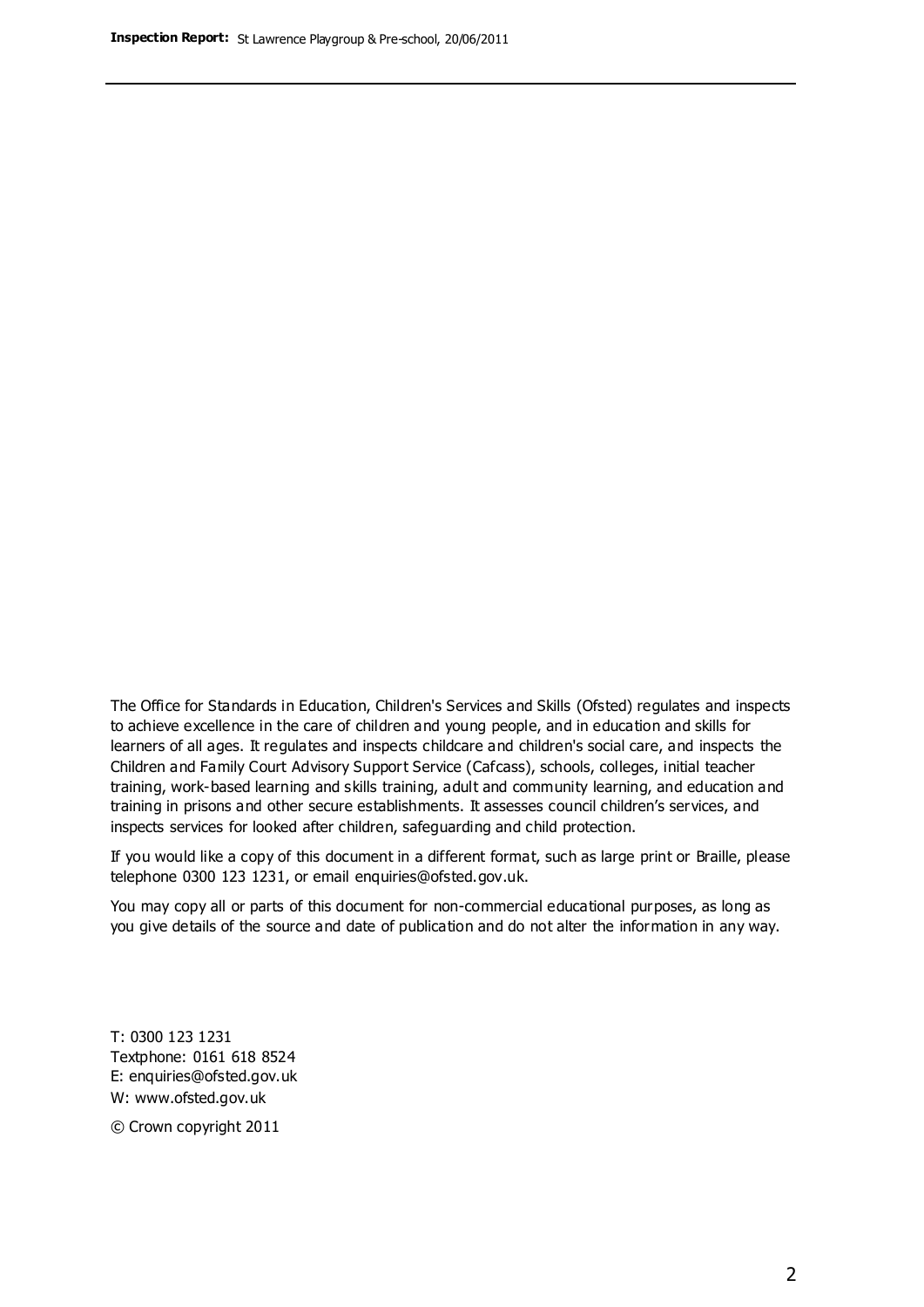The Office for Standards in Education, Children's Services and Skills (Ofsted) regulates and inspects to achieve excellence in the care of children and young people, and in education and skills for learners of all ages. It regulates and inspects childcare and children's social care, and inspects the Children and Family Court Advisory Support Service (Cafcass), schools, colleges, initial teacher training, work-based learning and skills training, adult and community learning, and education and training in prisons and other secure establishments. It assesses council children's services, and inspects services for looked after children, safeguarding and child protection.

If you would like a copy of this document in a different format, such as large print or Braille, please telephone 0300 123 1231, or email enquiries@ofsted.gov.uk.

You may copy all or parts of this document for non-commercial educational purposes, as long as you give details of the source and date of publication and do not alter the information in any way.

T: 0300 123 1231
Textphone: 0161 618 8524
E: enquiries@ofsted.gov.uk
W: www.ofsted.gov.uk

© Crown copyright 2011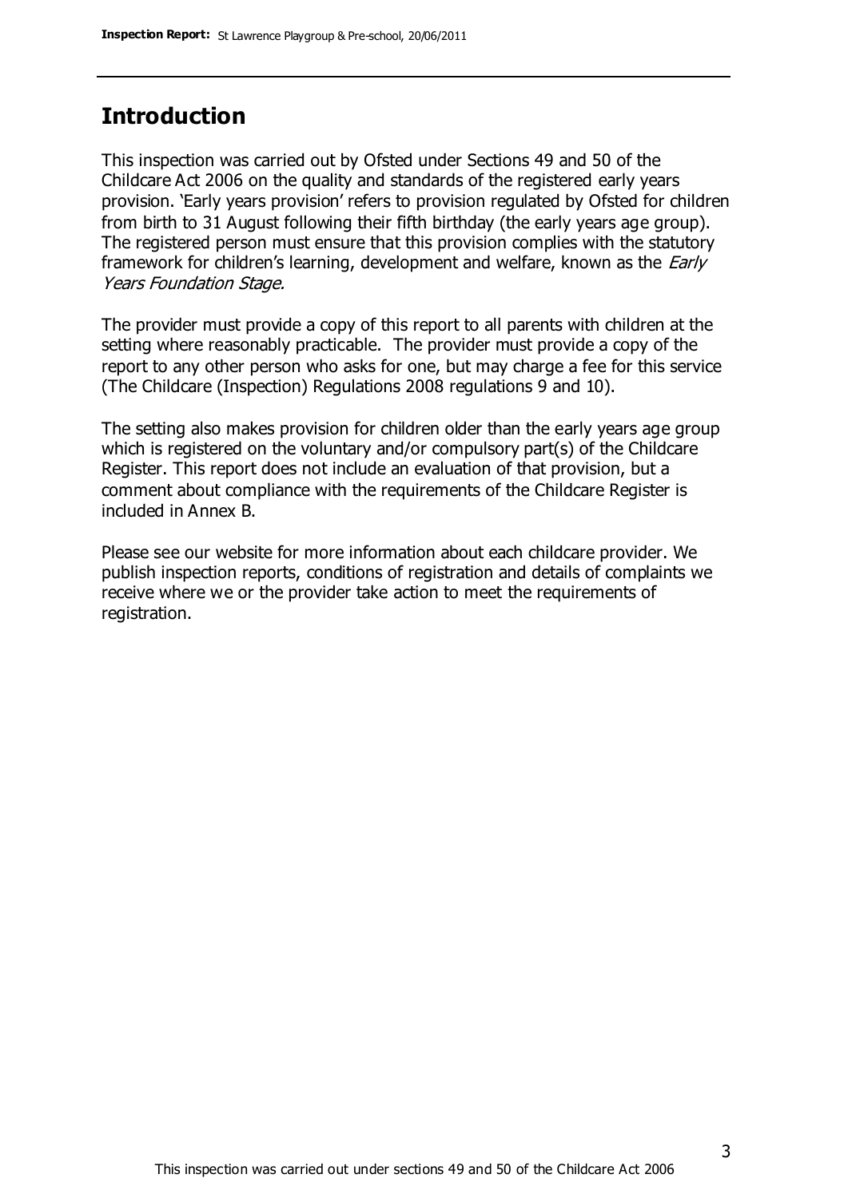## Introduction

This inspection was carried out by Ofsted under Sections 49 and 50 of the Childcare Act 2006 on the quality and standards of the registered early years provision. 'Early years provision' refers to provision regulated by Ofsted for children from birth to 31 August following their fifth birthday (the early years age group). The registered person must ensure that this provision complies with the statutory framework for children's learning, development and welfare, known as the *Early Years Foundation Stage*.

The provider must provide a copy of this report to all parents with children at the setting where reasonably practicable. The provider must provide a copy of the report to any other person who asks for one, but may charge a fee for this service (The Childcare (Inspection) Regulations 2008 regulations 9 and 10).

The setting also makes provision for children older than the early years age group which is registered on the voluntary and/or compulsory part(s) of the Childcare Register. This report does not include an evaluation of that provision, but a comment about compliance with the requirements of the Childcare Register is included in Annex B.

Please see our website for more information about each childcare provider. We publish inspection reports, conditions of registration and details of complaints we receive where we or the provider take action to meet the requirements of registration.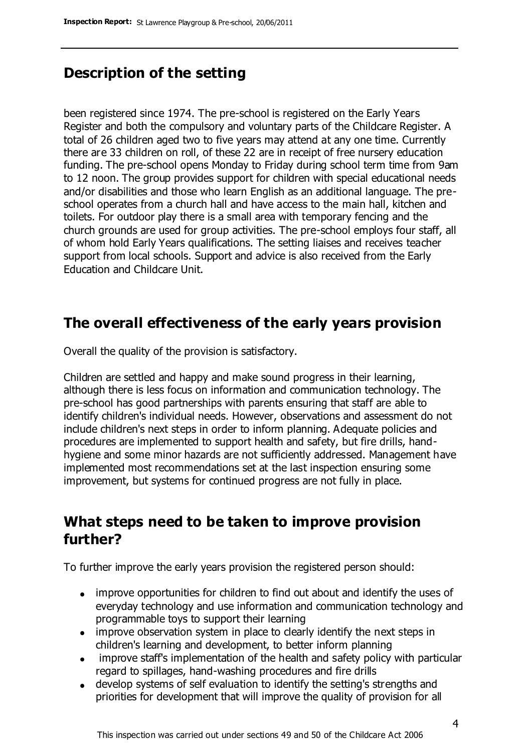## Description of the setting

been registered since 1974. The pre-school is registered on the Early Years Register and both the compulsory and voluntary parts of the Childcare Register. A total of 26 children aged two to five years may attend at any one time. Currently there are 33 children on roll, of these 22 are in receipt of free nursery education funding. The pre-school opens Monday to Friday during school term time from 9am to 12 noon. The group provides support for children with special educational needs and/or disabilities and those who learn English as an additional language. The pre-school operates from a church hall and have access to the main hall, kitchen and toilets. For outdoor play there is a small area with temporary fencing and the church grounds are used for group activities. The pre-school employs four staff, all of whom hold Early Years qualifications. The setting liaises and receives teacher support from local schools. Support and advice is also received from the Early Education and Childcare Unit.

## The overall effectiveness of the early years provision

Overall the quality of the provision is satisfactory.

Children are settled and happy and make sound progress in their learning, although there is less focus on information and communication technology. The pre-school has good partnerships with parents ensuring that staff are able to identify children's individual needs. However, observations and assessment do not include children's next steps in order to inform planning. Adequate policies and procedures are implemented to support health and safety, but fire drills, hand-hygiene and some minor hazards are not sufficiently addressed. Management have implemented most recommendations set at the last inspection ensuring some improvement, but systems for continued progress are not fully in place.

## What steps need to be taken to improve provision further?

To further improve the early years provision the registered person should:

- improve opportunities for children to find out about and identify the uses of everyday technology and use information and communication technology and programmable toys to support their learning
- improve observation system in place to clearly identify the next steps in children's learning and development, to better inform planning
- improve staff's implementation of the health and safety policy with particular regard to spillages, hand-washing procedures and fire drills
- develop systems of self evaluation to identify the setting's strengths and priorities for development that will improve the quality of provision for all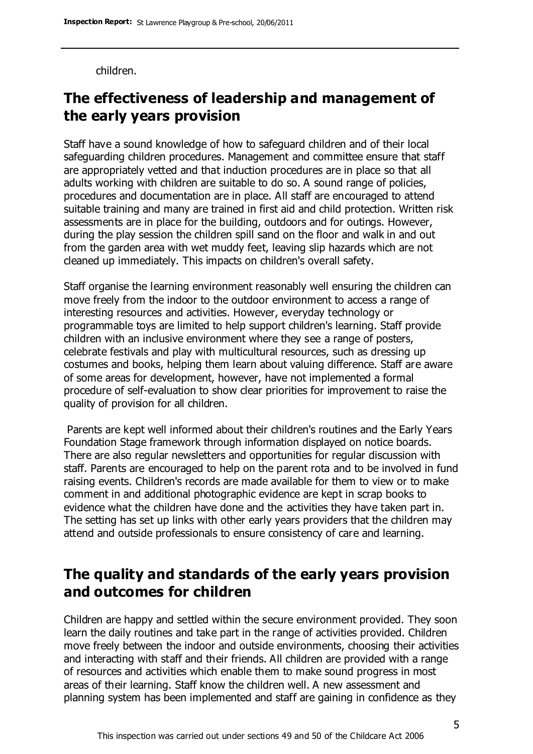children.

## The effectiveness of leadership and management of the early years provision

Staff have a sound knowledge of how to safeguard children and of their local safeguarding children procedures. Management and committee ensure that staff are appropriately vetted and that induction procedures are in place so that all adults working with children are suitable to do so. A sound range of policies, procedures and documentation are in place. All staff are encouraged to attend suitable training and many are trained in first aid and child protection. Written risk assessments are in place for the building, outdoors and for outings. However, during the play session the children spill sand on the floor and walk in and out from the garden area with wet muddy feet, leaving slip hazards which are not cleaned up immediately. This impacts on children's overall safety.

Staff organise the learning environment reasonably well ensuring the children can move freely from the indoor to the outdoor environment to access a range of interesting resources and activities. However, everyday technology or programmable toys are limited to help support children's learning. Staff provide children with an inclusive environment where they see a range of posters, celebrate festivals and play with multicultural resources, such as dressing up costumes and books, helping them learn about valuing difference. Staff are aware of some areas for development, however, have not implemented a formal procedure of self-evaluation to show clear priorities for improvement to raise the quality of provision for all children.

Parents are kept well informed about their children's routines and the Early Years Foundation Stage framework through information displayed on notice boards. There are also regular newsletters and opportunities for regular discussion with staff. Parents are encouraged to help on the parent rota and to be involved in fund raising events. Children's records are made available for them to view or to make comment in and additional photographic evidence are kept in scrap books to evidence what the children have done and the activities they have taken part in. The setting has set up links with other early years providers that the children may attend and outside professionals to ensure consistency of care and learning.

## The quality and standards of the early years provision and outcomes for children

Children are happy and settled within the secure environment provided. They soon learn the daily routines and take part in the range of activities provided. Children move freely between the indoor and outside environments, choosing their activities and interacting with staff and their friends. All children are provided with a range of resources and activities which enable them to make sound progress in most areas of their learning. Staff know the children well. A new assessment and planning system has been implemented and staff are gaining in confidence as they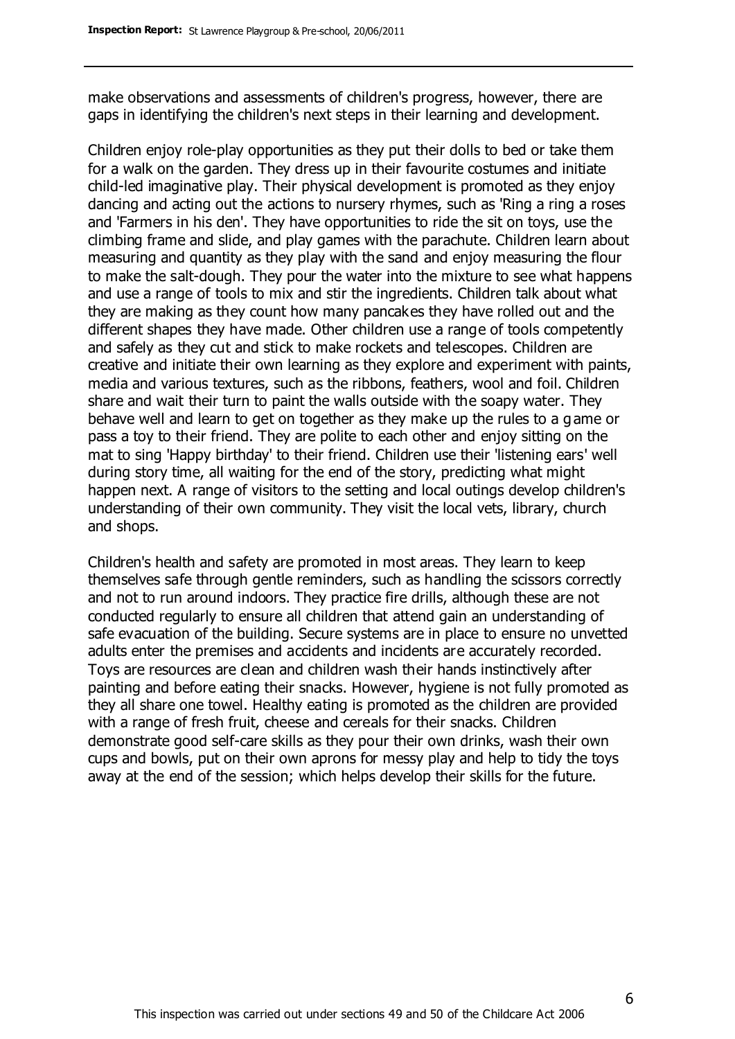make observations and assessments of children's progress, however, there are gaps in identifying the children's next steps in their learning and development.

Children enjoy role-play opportunities as they put their dolls to bed or take them for a walk on the garden. They dress up in their favourite costumes and initiate child-led imaginative play. Their physical development is promoted as they enjoy dancing and acting out the actions to nursery rhymes, such as 'Ring a ring a roses and 'Farmers in his den'. They have opportunities to ride the sit on toys, use the climbing frame and slide, and play games with the parachute. Children learn about measuring and quantity as they play with the sand and enjoy measuring the flour to make the salt-dough. They pour the water into the mixture to see what happens and use a range of tools to mix and stir the ingredients. Children talk about what they are making as they count how many pancakes they have rolled out and the different shapes they have made. Other children use a range of tools competently and safely as they cut and stick to make rockets and telescopes. Children are creative and initiate their own learning as they explore and experiment with paints, media and various textures, such as the ribbons, feathers, wool and foil. Children share and wait their turn to paint the walls outside with the soapy water. They behave well and learn to get on together as they make up the rules to a game or pass a toy to their friend. They are polite to each other and enjoy sitting on the mat to sing 'Happy birthday' to their friend. Children use their 'listening ears' well during story time, all waiting for the end of the story, predicting what might happen next. A range of visitors to the setting and local outings develop children's understanding of their own community. They visit the local vets, library, church and shops.

Children's health and safety are promoted in most areas. They learn to keep themselves safe through gentle reminders, such as handling the scissors correctly and not to run around indoors. They practice fire drills, although these are not conducted regularly to ensure all children that attend gain an understanding of safe evacuation of the building. Secure systems are in place to ensure no unvetted adults enter the premises and accidents and incidents are accurately recorded. Toys are resources are clean and children wash their hands instinctively after painting and before eating their snacks. However, hygiene is not fully promoted as they all share one towel. Healthy eating is promoted as the children are provided with a range of fresh fruit, cheese and cereals for their snacks. Children demonstrate good self-care skills as they pour their own drinks, wash their own cups and bowls, put on their own aprons for messy play and help to tidy the toys away at the end of the session; which helps develop their skills for the future.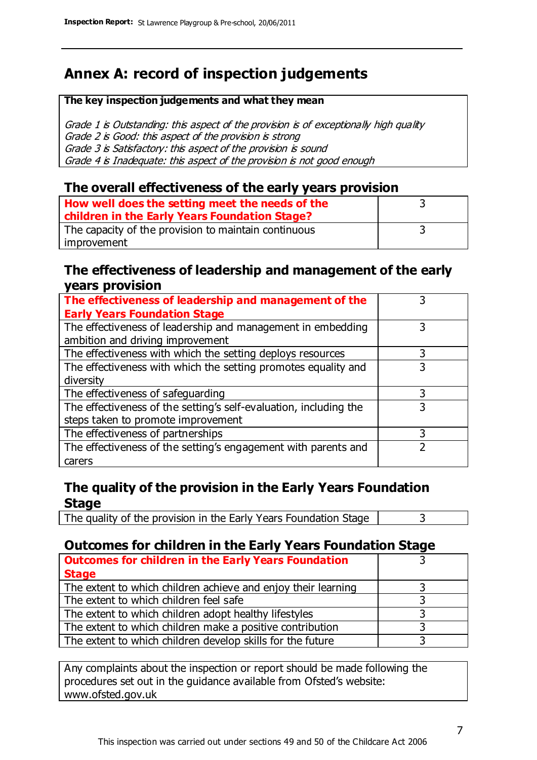## Annex A: record of inspection judgements

**The key inspection judgements and what they mean**

*Grade 1 is Outstanding: this aspect of the provision is of exceptionally high quality*
*Grade 2 is Good: this aspect of the provision is strong*
*Grade 3 is Satisfactory: this aspect of the provision is sound*
*Grade 4 is Inadequate: this aspect of the provision is not good enough*

### The overall effectiveness of the early years provision

| | |
|---|---|
| **How well does the setting meet the needs of the children in the Early Years Foundation Stage?** | 3 |
| The capacity of the provision to maintain continuous improvement | 3 |

### The effectiveness of leadership and management of the early years provision

| | |
|---|---|
| **The effectiveness of leadership and management of the Early Years Foundation Stage** | 3 |
| The effectiveness of leadership and management in embedding ambition and driving improvement | 3 |
| The effectiveness with which the setting deploys resources | 3 |
| The effectiveness with which the setting promotes equality and diversity | 3 |
| The effectiveness of safeguarding | 3 |
| The effectiveness of the setting's self-evaluation, including the steps taken to promote improvement | 3 |
| The effectiveness of partnerships | 3 |
| The effectiveness of the setting's engagement with parents and carers | 2 |

### The quality of the provision in the Early Years Foundation Stage

| | |
|---|---|
| The quality of the provision in the Early Years Foundation Stage | 3 |

### Outcomes for children in the Early Years Foundation Stage

| | |
|---|---|
| **Outcomes for children in the Early Years Foundation Stage** | 3 |
| The extent to which children achieve and enjoy their learning | 3 |
| The extent to which children feel safe | 3 |
| The extent to which children adopt healthy lifestyles | 3 |
| The extent to which children make a positive contribution | 3 |
| The extent to which children develop skills for the future | 3 |

Any complaints about the inspection or report should be made following the procedures set out in the guidance available from Ofsted's website: www.ofsted.gov.uk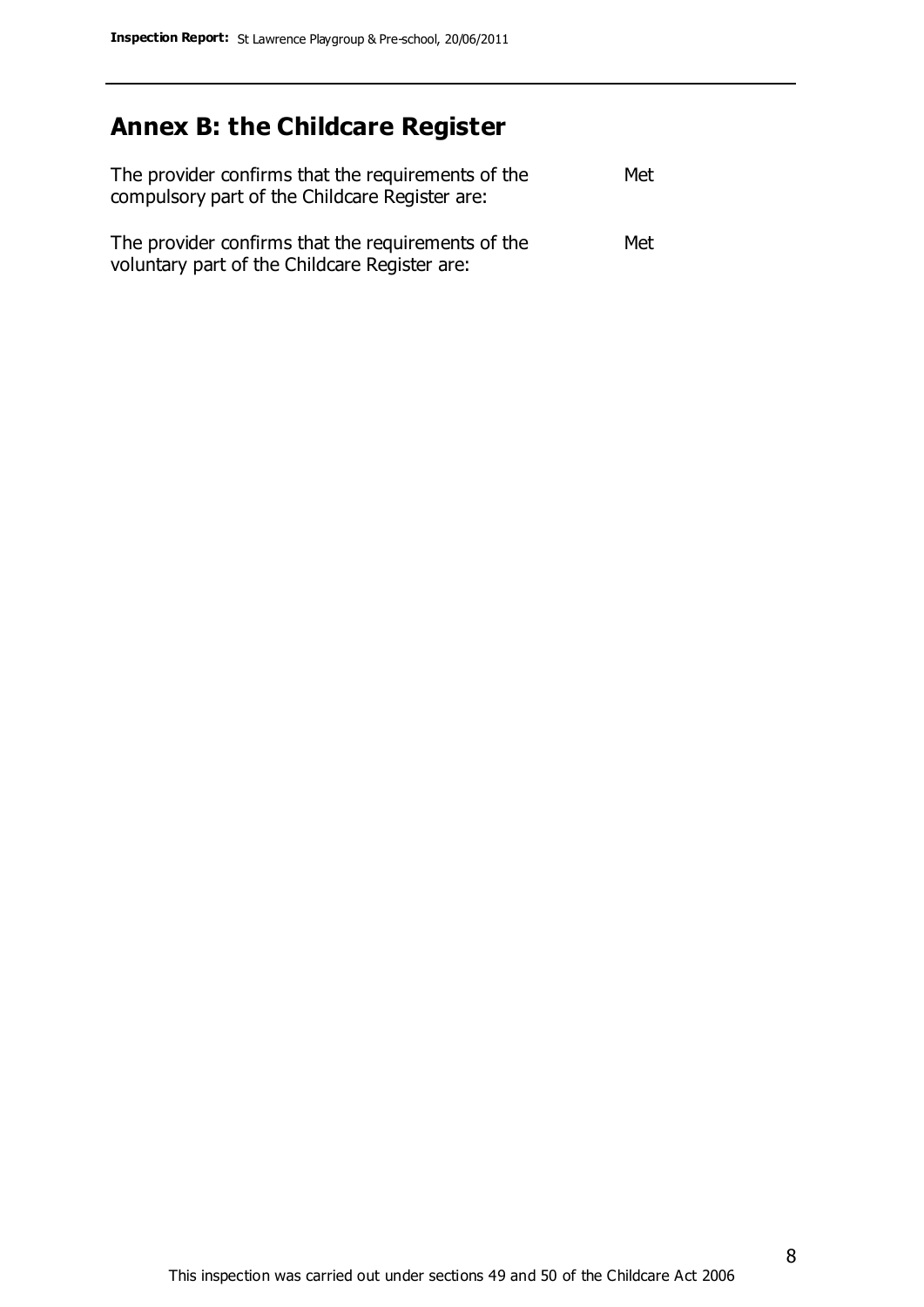# Annex B: the Childcare Register

| | |
|---|---|
| The provider confirms that the requirements of the compulsory part of the Childcare Register are: | Met |
| The provider confirms that the requirements of the voluntary part of the Childcare Register are: | Met |

This inspection was carried out under sections 49 and 50 of the Childcare Act 2006